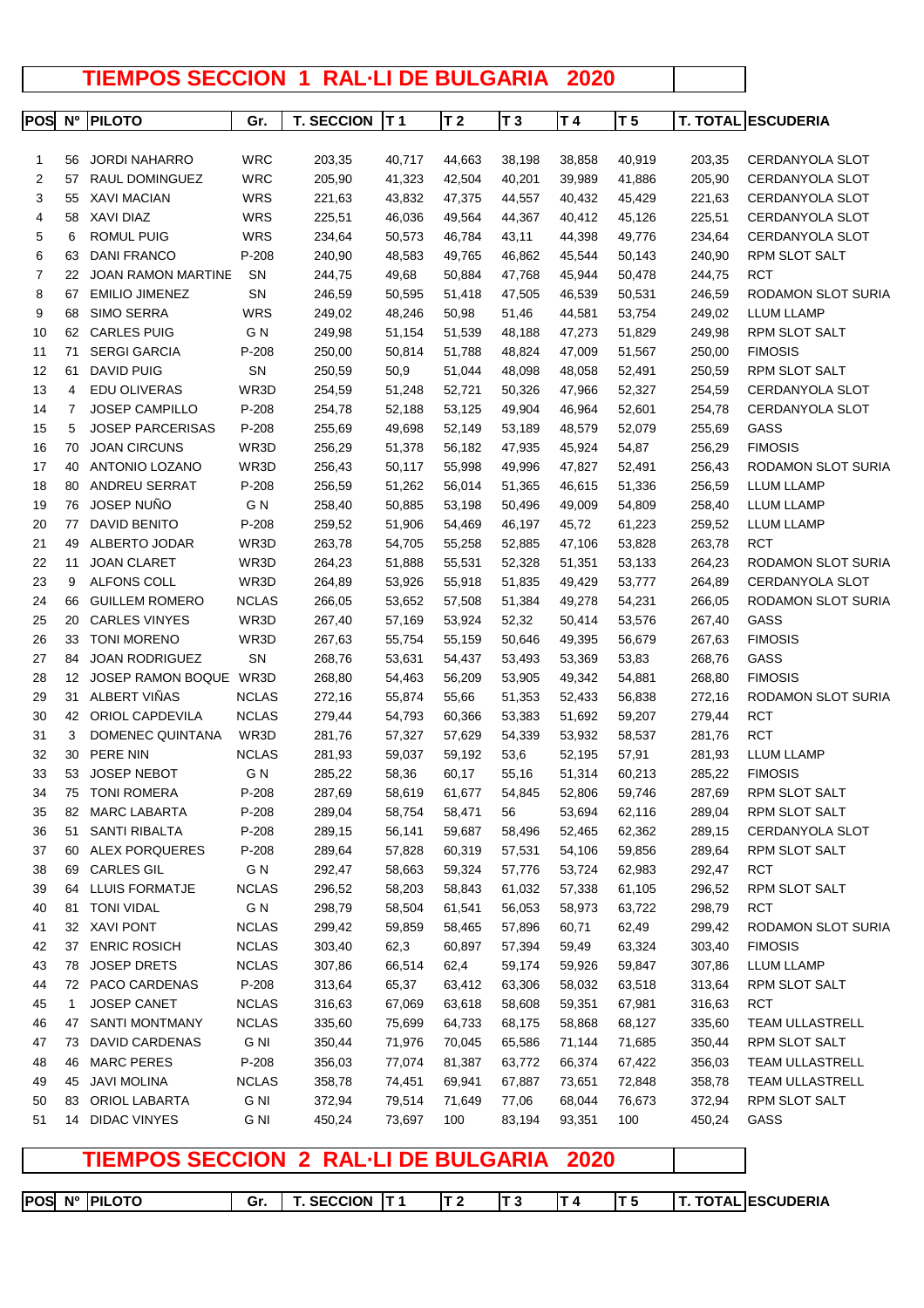# TIEMPOS SECCION 1 RAL·LI DE BULGARIA 2020

| POS | Nº | PILOTO | Gr. | T. SECCION | T 1 | T 2 | T 3 | T 4 | T 5 | T. TOTAL | ESCUDERIA |
|---|---|---|---|---|---|---|---|---|---|---|---|
| 1 | 56 | JORDI NAHARRO | WRC | 203,35 | 40,717 | 44,663 | 38,198 | 38,858 | 40,919 | 203,35 | CERDANYOLA SLOT |
| 2 | 57 | RAUL DOMINGUEZ | WRC | 205,90 | 41,323 | 42,504 | 40,201 | 39,989 | 41,886 | 205,90 | CERDANYOLA SLOT |
| 3 | 55 | XAVI MACIAN | WRS | 221,63 | 43,832 | 47,375 | 44,557 | 40,432 | 45,429 | 221,63 | CERDANYOLA SLOT |
| 4 | 58 | XAVI DIAZ | WRS | 225,51 | 46,036 | 49,564 | 44,367 | 40,412 | 45,126 | 225,51 | CERDANYOLA SLOT |
| 5 | 6 | ROMUL PUIG | WRS | 234,64 | 50,573 | 46,784 | 43,11 | 44,398 | 49,776 | 234,64 | CERDANYOLA SLOT |
| 6 | 63 | DANI FRANCO | P-208 | 240,90 | 48,583 | 49,765 | 46,862 | 45,544 | 50,143 | 240,90 | RPM SLOT SALT |
| 7 | 22 | JOAN RAMON MARTINE | SN | 244,75 | 49,68 | 50,884 | 47,768 | 45,944 | 50,478 | 244,75 | RCT |
| 8 | 67 | EMILIO JIMENEZ | SN | 246,59 | 50,595 | 51,418 | 47,505 | 46,539 | 50,531 | 246,59 | RODAMON SLOT SURIA |
| 9 | 68 | SIMO SERRA | WRS | 249,02 | 48,246 | 50,98 | 51,46 | 44,581 | 53,754 | 249,02 | LLUM LLAMP |
| 10 | 62 | CARLES PUIG | G N | 249,98 | 51,154 | 51,539 | 48,188 | 47,273 | 51,829 | 249,98 | RPM SLOT SALT |
| 11 | 71 | SERGI GARCIA | P-208 | 250,00 | 50,814 | 51,788 | 48,824 | 47,009 | 51,567 | 250,00 | FIMOSIS |
| 12 | 61 | DAVID PUIG | SN | 250,59 | 50,9 | 51,044 | 48,098 | 48,058 | 52,491 | 250,59 | RPM SLOT SALT |
| 13 | 4 | EDU OLIVERAS | WR3D | 254,59 | 51,248 | 52,721 | 50,326 | 47,966 | 52,327 | 254,59 | CERDANYOLA SLOT |
| 14 | 7 | JOSEP CAMPILLO | P-208 | 254,78 | 52,188 | 53,125 | 49,904 | 46,964 | 52,601 | 254,78 | CERDANYOLA SLOT |
| 15 | 5 | JOSEP PARCERISAS | P-208 | 255,69 | 49,698 | 52,149 | 53,189 | 48,579 | 52,079 | 255,69 | GASS |
| 16 | 70 | JOAN CIRCUNS | WR3D | 256,29 | 51,378 | 56,182 | 47,935 | 45,924 | 54,87 | 256,29 | FIMOSIS |
| 17 | 40 | ANTONIO LOZANO | WR3D | 256,43 | 50,117 | 55,998 | 49,996 | 47,827 | 52,491 | 256,43 | RODAMON SLOT SURIA |
| 18 | 80 | ANDREU SERRAT | P-208 | 256,59 | 51,262 | 56,014 | 51,365 | 46,615 | 51,336 | 256,59 | LLUM LLAMP |
| 19 | 76 | JOSEP NUÑO | G N | 258,40 | 50,885 | 53,198 | 50,496 | 49,009 | 54,809 | 258,40 | LLUM LLAMP |
| 20 | 77 | DAVID BENITO | P-208 | 259,52 | 51,906 | 54,469 | 46,197 | 45,72 | 61,223 | 259,52 | LLUM LLAMP |
| 21 | 49 | ALBERTO JODAR | WR3D | 263,78 | 54,705 | 55,258 | 52,885 | 47,106 | 53,828 | 263,78 | RCT |
| 22 | 11 | JOAN CLARET | WR3D | 264,23 | 51,888 | 55,531 | 52,328 | 51,351 | 53,133 | 264,23 | RODAMON SLOT SURIA |
| 23 | 9 | ALFONS COLL | WR3D | 264,89 | 53,926 | 55,918 | 51,835 | 49,429 | 53,777 | 264,89 | CERDANYOLA SLOT |
| 24 | 66 | GUILLEM ROMERO | NCLAS | 266,05 | 53,652 | 57,508 | 51,384 | 49,278 | 54,231 | 266,05 | RODAMON SLOT SURIA |
| 25 | 20 | CARLES VINYES | WR3D | 267,40 | 57,169 | 53,924 | 52,32 | 50,414 | 53,576 | 267,40 | GASS |
| 26 | 33 | TONI MORENO | WR3D | 267,63 | 55,754 | 55,159 | 50,646 | 49,395 | 56,679 | 267,63 | FIMOSIS |
| 27 | 84 | JOAN RODRIGUEZ | SN | 268,76 | 53,631 | 54,437 | 53,493 | 53,369 | 53,83 | 268,76 | GASS |
| 28 | 12 | JOSEP RAMON BOQUE | WR3D | 268,80 | 54,463 | 56,209 | 53,905 | 49,342 | 54,881 | 268,80 | FIMOSIS |
| 29 | 31 | ALBERT VIÑAS | NCLAS | 272,16 | 55,874 | 55,66 | 51,353 | 52,433 | 56,838 | 272,16 | RODAMON SLOT SURIA |
| 30 | 42 | ORIOL CAPDEVILA | NCLAS | 279,44 | 54,793 | 60,366 | 53,383 | 51,692 | 59,207 | 279,44 | RCT |
| 31 | 3 | DOMENEC QUINTANA | WR3D | 281,76 | 57,327 | 57,629 | 54,339 | 53,932 | 58,537 | 281,76 | RCT |
| 32 | 30 | PERE NIN | NCLAS | 281,93 | 59,037 | 59,192 | 53,6 | 52,195 | 57,91 | 281,93 | LLUM LLAMP |
| 33 | 53 | JOSEP NEBOT | G N | 285,22 | 58,36 | 60,17 | 55,16 | 51,314 | 60,213 | 285,22 | FIMOSIS |
| 34 | 75 | TONI ROMERA | P-208 | 287,69 | 58,619 | 61,677 | 54,845 | 52,806 | 59,746 | 287,69 | RPM SLOT SALT |
| 35 | 82 | MARC LABARTA | P-208 | 289,04 | 58,754 | 58,471 | 56 | 53,694 | 62,116 | 289,04 | RPM SLOT SALT |
| 36 | 51 | SANTI RIBALTA | P-208 | 289,15 | 56,141 | 59,687 | 58,496 | 52,465 | 62,362 | 289,15 | CERDANYOLA SLOT |
| 37 | 60 | ALEX PORQUERES | P-208 | 289,64 | 57,828 | 60,319 | 57,531 | 54,106 | 59,856 | 289,64 | RPM SLOT SALT |
| 38 | 69 | CARLES GIL | G N | 292,47 | 58,663 | 59,324 | 57,776 | 53,724 | 62,983 | 292,47 | RCT |
| 39 | 64 | LLUIS FORMATJE | NCLAS | 296,52 | 58,203 | 58,843 | 61,032 | 57,338 | 61,105 | 296,52 | RPM SLOT SALT |
| 40 | 81 | TONI VIDAL | G N | 298,79 | 58,504 | 61,541 | 56,053 | 58,973 | 63,722 | 298,79 | RCT |
| 41 | 32 | XAVI PONT | NCLAS | 299,42 | 59,859 | 58,465 | 57,896 | 60,71 | 62,49 | 299,42 | RODAMON SLOT SURIA |
| 42 | 37 | ENRIC ROSICH | NCLAS | 303,40 | 62,3 | 60,897 | 57,394 | 59,49 | 63,324 | 303,40 | FIMOSIS |
| 43 | 78 | JOSEP DRETS | NCLAS | 307,86 | 66,514 | 62,4 | 59,174 | 59,926 | 59,847 | 307,86 | LLUM LLAMP |
| 44 | 72 | PACO CARDENAS | P-208 | 313,64 | 65,37 | 63,412 | 63,306 | 58,032 | 63,518 | 313,64 | RPM SLOT SALT |
| 45 | 1 | JOSEP CANET | NCLAS | 316,63 | 67,069 | 63,618 | 58,608 | 59,351 | 67,981 | 316,63 | RCT |
| 46 | 47 | SANTI MONTMANY | NCLAS | 335,60 | 75,699 | 64,733 | 68,175 | 58,868 | 68,127 | 335,60 | TEAM ULLASTRELL |
| 47 | 73 | DAVID CARDENAS | G NI | 350,44 | 71,976 | 70,045 | 65,586 | 71,144 | 71,685 | 350,44 | RPM SLOT SALT |
| 48 | 46 | MARC PERES | P-208 | 356,03 | 77,074 | 81,387 | 63,772 | 66,374 | 67,422 | 356,03 | TEAM ULLASTRELL |
| 49 | 45 | JAVI MOLINA | NCLAS | 358,78 | 74,451 | 69,941 | 67,887 | 73,651 | 72,848 | 358,78 | TEAM ULLASTRELL |
| 50 | 83 | ORIOL LABARTA | G NI | 372,94 | 79,514 | 71,649 | 77,06 | 68,044 | 76,673 | 372,94 | RPM SLOT SALT |
| 51 | 14 | DIDAC VINYES | G NI | 450,24 | 73,697 | 100 | 83,194 | 93,351 | 100 | 450,24 | GASS |

# TIEMPOS SECCION 2 RAL·LI DE BULGARIA 2020

| POS | Nº | PILOTO | Gr. | T. SECCION | T 1 | T 2 | T 3 | T 4 | T 5 | T. TOTAL | ESCUDERIA |
|---|---|---|---|---|---|---|---|---|---|---|---|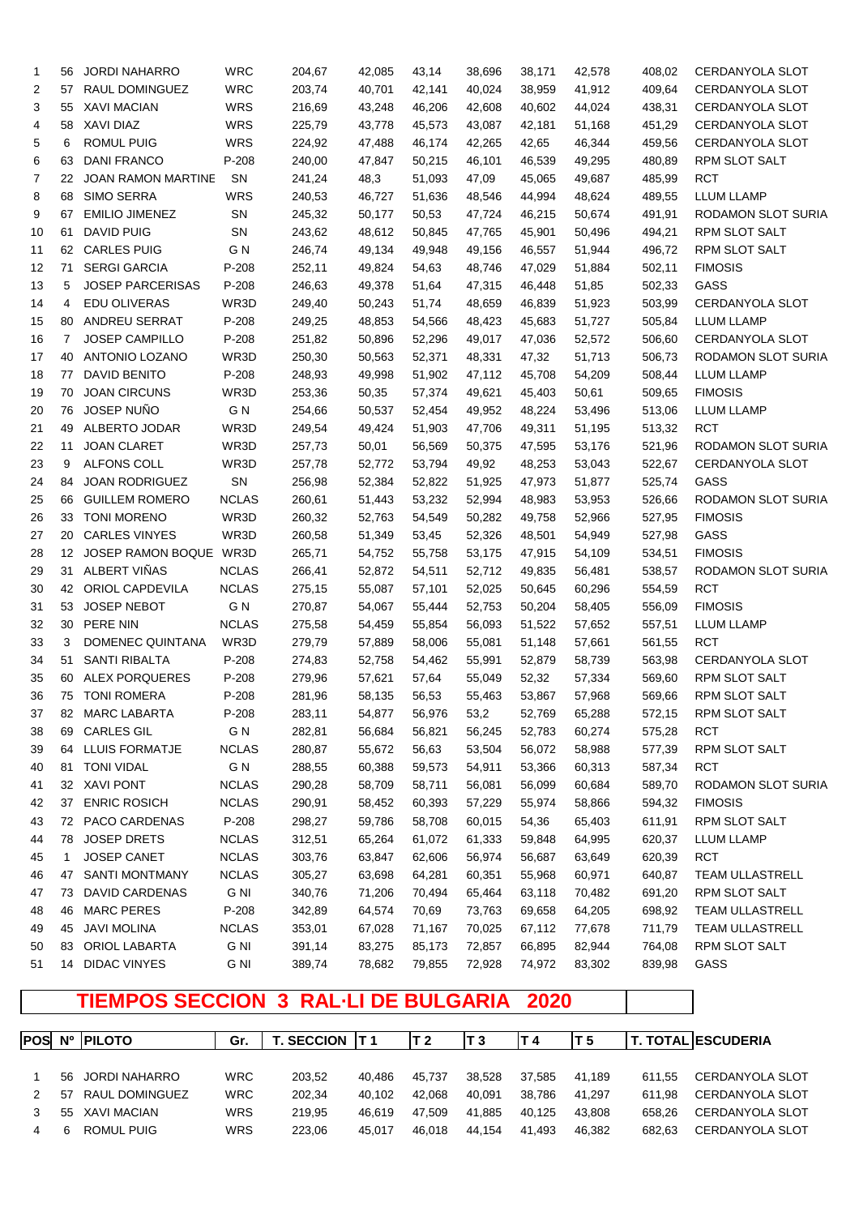| | | | | | | | | | | | |
|---|---|---|---|---|---|---|---|---|---|---|---|
| 1 | 56 | JORDI NAHARRO | WRC | 204,67 | 42,085 | 43,14 | 38,696 | 38,171 | 42,578 | 408,02 | CERDANYOLA SLOT |
| 2 | 57 | RAUL DOMINGUEZ | WRC | 203,74 | 40,701 | 42,141 | 40,024 | 38,959 | 41,912 | 409,64 | CERDANYOLA SLOT |
| 3 | 55 | XAVI MACIAN | WRS | 216,69 | 43,248 | 46,206 | 42,608 | 40,602 | 44,024 | 438,31 | CERDANYOLA SLOT |
| 4 | 58 | XAVI DIAZ | WRS | 225,79 | 43,778 | 45,573 | 43,087 | 42,181 | 51,168 | 451,29 | CERDANYOLA SLOT |
| 5 | 6 | ROMUL PUIG | WRS | 224,92 | 47,488 | 46,174 | 42,265 | 42,65 | 46,344 | 459,56 | CERDANYOLA SLOT |
| 6 | 63 | DANI FRANCO | P-208 | 240,00 | 47,847 | 50,215 | 46,101 | 46,539 | 49,295 | 480,89 | RPM SLOT SALT |
| 7 | 22 | JOAN RAMON MARTINE | SN | 241,24 | 48,3 | 51,093 | 47,09 | 45,065 | 49,687 | 485,99 | RCT |
| 8 | 68 | SIMO SERRA | WRS | 240,53 | 46,727 | 51,636 | 48,546 | 44,994 | 48,624 | 489,55 | LLUM LLAMP |
| 9 | 67 | EMILIO JIMENEZ | SN | 245,32 | 50,177 | 50,53 | 47,724 | 46,215 | 50,674 | 491,91 | RODAMON SLOT SURIA |
| 10 | 61 | DAVID PUIG | SN | 243,62 | 48,612 | 50,845 | 47,765 | 45,901 | 50,496 | 494,21 | RPM SLOT SALT |
| 11 | 62 | CARLES PUIG | G N | 246,74 | 49,134 | 49,948 | 49,156 | 46,557 | 51,944 | 496,72 | RPM SLOT SALT |
| 12 | 71 | SERGI GARCIA | P-208 | 252,11 | 49,824 | 54,63 | 48,746 | 47,029 | 51,884 | 502,11 | FIMOSIS |
| 13 | 5 | JOSEP PARCERISAS | P-208 | 246,63 | 49,378 | 51,64 | 47,315 | 46,448 | 51,85 | 502,33 | GASS |
| 14 | 4 | EDU OLIVERAS | WR3D | 249,40 | 50,243 | 51,74 | 48,659 | 46,839 | 51,923 | 503,99 | CERDANYOLA SLOT |
| 15 | 80 | ANDREU SERRAT | P-208 | 249,25 | 48,853 | 54,566 | 48,423 | 45,683 | 51,727 | 505,84 | LLUM LLAMP |
| 16 | 7 | JOSEP CAMPILLO | P-208 | 251,82 | 50,896 | 52,296 | 49,017 | 47,036 | 52,572 | 506,60 | CERDANYOLA SLOT |
| 17 | 40 | ANTONIO LOZANO | WR3D | 250,30 | 50,563 | 52,371 | 48,331 | 47,32 | 51,713 | 506,73 | RODAMON SLOT SURIA |
| 18 | 77 | DAVID BENITO | P-208 | 248,93 | 49,998 | 51,902 | 47,112 | 45,708 | 54,209 | 508,44 | LLUM LLAMP |
| 19 | 70 | JOAN CIRCUNS | WR3D | 253,36 | 50,35 | 57,374 | 49,621 | 45,403 | 50,61 | 509,65 | FIMOSIS |
| 20 | 76 | JOSEP NUÑO | G N | 254,66 | 50,537 | 52,454 | 49,952 | 48,224 | 53,496 | 513,06 | LLUM LLAMP |
| 21 | 49 | ALBERTO JODAR | WR3D | 249,54 | 49,424 | 51,903 | 47,706 | 49,311 | 51,195 | 513,32 | RCT |
| 22 | 11 | JOAN CLARET | WR3D | 257,73 | 50,01 | 56,569 | 50,375 | 47,595 | 53,176 | 521,96 | RODAMON SLOT SURIA |
| 23 | 9 | ALFONS COLL | WR3D | 257,78 | 52,772 | 53,794 | 49,92 | 48,253 | 53,043 | 522,67 | CERDANYOLA SLOT |
| 24 | 84 | JOAN RODRIGUEZ | SN | 256,98 | 52,384 | 52,822 | 51,925 | 47,973 | 51,877 | 525,74 | GASS |
| 25 | 66 | GUILLEM ROMERO | NCLAS | 260,61 | 51,443 | 53,232 | 52,994 | 48,983 | 53,953 | 526,66 | RODAMON SLOT SURIA |
| 26 | 33 | TONI MORENO | WR3D | 260,32 | 52,763 | 54,549 | 50,282 | 49,758 | 52,966 | 527,95 | FIMOSIS |
| 27 | 20 | CARLES VINYES | WR3D | 260,58 | 51,349 | 53,45 | 52,326 | 48,501 | 54,949 | 527,98 | GASS |
| 28 | 12 | JOSEP RAMON BOQUE | WR3D | 265,71 | 54,752 | 55,758 | 53,175 | 47,915 | 54,109 | 534,51 | FIMOSIS |
| 29 | 31 | ALBERT VIÑAS | NCLAS | 266,41 | 52,872 | 54,511 | 52,712 | 49,835 | 56,481 | 538,57 | RODAMON SLOT SURIA |
| 30 | 42 | ORIOL CAPDEVILA | NCLAS | 275,15 | 55,087 | 57,101 | 52,025 | 50,645 | 60,296 | 554,59 | RCT |
| 31 | 53 | JOSEP NEBOT | G N | 270,87 | 54,067 | 55,444 | 52,753 | 50,204 | 58,405 | 556,09 | FIMOSIS |
| 32 | 30 | PERE NIN | NCLAS | 275,58 | 54,459 | 55,854 | 56,093 | 51,522 | 57,652 | 557,51 | LLUM LLAMP |
| 33 | 3 | DOMENEC QUINTANA | WR3D | 279,79 | 57,889 | 58,006 | 55,081 | 51,148 | 57,661 | 561,55 | RCT |
| 34 | 51 | SANTI RIBALTA | P-208 | 274,83 | 52,758 | 54,462 | 55,991 | 52,879 | 58,739 | 563,98 | CERDANYOLA SLOT |
| 35 | 60 | ALEX PORQUERES | P-208 | 279,96 | 57,621 | 57,64 | 55,049 | 52,32 | 57,334 | 569,60 | RPM SLOT SALT |
| 36 | 75 | TONI ROMERA | P-208 | 281,96 | 58,135 | 56,53 | 55,463 | 53,867 | 57,968 | 569,66 | RPM SLOT SALT |
| 37 | 82 | MARC LABARTA | P-208 | 283,11 | 54,877 | 56,976 | 53,2 | 52,769 | 65,288 | 572,15 | RPM SLOT SALT |
| 38 | 69 | CARLES GIL | G N | 282,81 | 56,684 | 56,821 | 56,245 | 52,783 | 60,274 | 575,28 | RCT |
| 39 | 64 | LLUIS FORMATJE | NCLAS | 280,87 | 55,672 | 56,63 | 53,504 | 56,072 | 58,988 | 577,39 | RPM SLOT SALT |
| 40 | 81 | TONI VIDAL | G N | 288,55 | 60,388 | 59,573 | 54,911 | 53,366 | 60,313 | 587,34 | RCT |
| 41 | 32 | XAVI PONT | NCLAS | 290,28 | 58,709 | 58,711 | 56,081 | 56,099 | 60,684 | 589,70 | RODAMON SLOT SURIA |
| 42 | 37 | ENRIC ROSICH | NCLAS | 290,91 | 58,452 | 60,393 | 57,229 | 55,974 | 58,866 | 594,32 | FIMOSIS |
| 43 | 72 | PACO CARDENAS | P-208 | 298,27 | 59,786 | 58,708 | 60,015 | 54,36 | 65,403 | 611,91 | RPM SLOT SALT |
| 44 | 78 | JOSEP DRETS | NCLAS | 312,51 | 65,264 | 61,072 | 61,333 | 59,848 | 64,995 | 620,37 | LLUM LLAMP |
| 45 | 1 | JOSEP CANET | NCLAS | 303,76 | 63,847 | 62,606 | 56,974 | 56,687 | 63,649 | 620,39 | RCT |
| 46 | 47 | SANTI MONTMANY | NCLAS | 305,27 | 63,698 | 64,281 | 60,351 | 55,968 | 60,971 | 640,87 | TEAM ULLASTRELL |
| 47 | 73 | DAVID CARDENAS | G NI | 340,76 | 71,206 | 70,494 | 65,464 | 63,118 | 70,482 | 691,20 | RPM SLOT SALT |
| 48 | 46 | MARC PERES | P-208 | 342,89 | 64,574 | 70,69 | 73,763 | 69,658 | 64,205 | 698,92 | TEAM ULLASTRELL |
| 49 | 45 | JAVI MOLINA | NCLAS | 353,01 | 67,028 | 71,167 | 70,025 | 67,112 | 77,678 | 711,79 | TEAM ULLASTRELL |
| 50 | 83 | ORIOL LABARTA | G NI | 391,14 | 83,275 | 85,173 | 72,857 | 66,895 | 82,944 | 764,08 | RPM SLOT SALT |
| 51 | 14 | DIDAC VINYES | G NI | 389,74 | 78,682 | 79,855 | 72,928 | 74,972 | 83,302 | 839,98 | GASS |

# TIEMPOS SECCION 3 RAL·LI DE BULGARIA 2020

| POS | Nº | PILOTO | Gr. | T. SECCION | T 1 | T 2 | T 3 | T 4 | T 5 | T. TOTAL | ESCUDERIA |
|---|---|---|---|---|---|---|---|---|---|---|---|
| 1 | 56 | JORDI NAHARRO | WRC | 203,52 | 40,486 | 45,737 | 38,528 | 37,585 | 41,189 | 611,55 | CERDANYOLA SLOT |
| 2 | 57 | RAUL DOMINGUEZ | WRC | 202,34 | 40,102 | 42,068 | 40,091 | 38,786 | 41,297 | 611,98 | CERDANYOLA SLOT |
| 3 | 55 | XAVI MACIAN | WRS | 219,95 | 46,619 | 47,509 | 41,885 | 40,125 | 43,808 | 658,26 | CERDANYOLA SLOT |
| 4 | 6 | ROMUL PUIG | WRS | 223,06 | 45,017 | 46,018 | 44,154 | 41,493 | 46,382 | 682,63 | CERDANYOLA SLOT |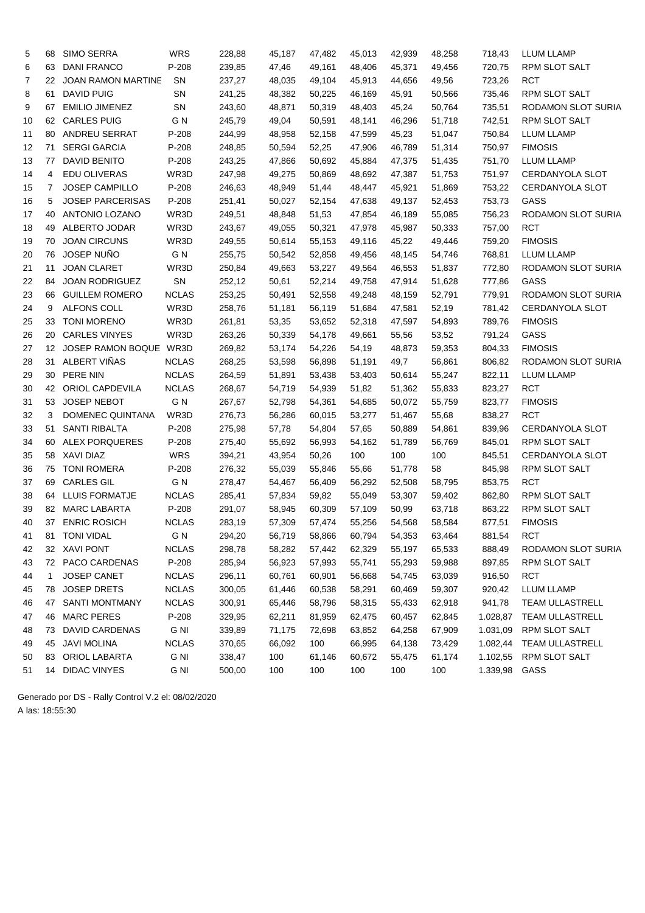| | | | | | | | | | | | |
|---|---|---|---|---|---|---|---|---|---|---|---|
| 5 | 68 | SIMO SERRA | WRS | 228,88 | 45,187 | 47,482 | 45,013 | 42,939 | 48,258 | 718,43 | LLUM LLAMP |
| 6 | 63 | DANI FRANCO | P-208 | 239,85 | 47,46 | 49,161 | 48,406 | 45,371 | 49,456 | 720,75 | RPM SLOT SALT |
| 7 | 22 | JOAN RAMON MARTINE | SN | 237,27 | 48,035 | 49,104 | 45,913 | 44,656 | 49,56 | 723,26 | RCT |
| 8 | 61 | DAVID PUIG | SN | 241,25 | 48,382 | 50,225 | 46,169 | 45,91 | 50,566 | 735,46 | RPM SLOT SALT |
| 9 | 67 | EMILIO JIMENEZ | SN | 243,60 | 48,871 | 50,319 | 48,403 | 45,24 | 50,764 | 735,51 | RODAMON SLOT SURIA |
| 10 | 62 | CARLES PUIG | G N | 245,79 | 49,04 | 50,591 | 48,141 | 46,296 | 51,718 | 742,51 | RPM SLOT SALT |
| 11 | 80 | ANDREU SERRAT | P-208 | 244,99 | 48,958 | 52,158 | 47,599 | 45,23 | 51,047 | 750,84 | LLUM LLAMP |
| 12 | 71 | SERGI GARCIA | P-208 | 248,85 | 50,594 | 52,25 | 47,906 | 46,789 | 51,314 | 750,97 | FIMOSIS |
| 13 | 77 | DAVID BENITO | P-208 | 243,25 | 47,866 | 50,692 | 45,884 | 47,375 | 51,435 | 751,70 | LLUM LLAMP |
| 14 | 4 | EDU OLIVERAS | WR3D | 247,98 | 49,275 | 50,869 | 48,692 | 47,387 | 51,753 | 751,97 | CERDANYOLA SLOT |
| 15 | 7 | JOSEP CAMPILLO | P-208 | 246,63 | 48,949 | 51,44 | 48,447 | 45,921 | 51,869 | 753,22 | CERDANYOLA SLOT |
| 16 | 5 | JOSEP PARCERISAS | P-208 | 251,41 | 50,027 | 52,154 | 47,638 | 49,137 | 52,453 | 753,73 | GASS |
| 17 | 40 | ANTONIO LOZANO | WR3D | 249,51 | 48,848 | 51,53 | 47,854 | 46,189 | 55,085 | 756,23 | RODAMON SLOT SURIA |
| 18 | 49 | ALBERTO JODAR | WR3D | 243,67 | 49,055 | 50,321 | 47,978 | 45,987 | 50,333 | 757,00 | RCT |
| 19 | 70 | JOAN CIRCUNS | WR3D | 249,55 | 50,614 | 55,153 | 49,116 | 45,22 | 49,446 | 759,20 | FIMOSIS |
| 20 | 76 | JOSEP NUÑO | G N | 255,75 | 50,542 | 52,858 | 49,456 | 48,145 | 54,746 | 768,81 | LLUM LLAMP |
| 21 | 11 | JOAN CLARET | WR3D | 250,84 | 49,663 | 53,227 | 49,564 | 46,553 | 51,837 | 772,80 | RODAMON SLOT SURIA |
| 22 | 84 | JOAN RODRIGUEZ | SN | 252,12 | 50,61 | 52,214 | 49,758 | 47,914 | 51,628 | 777,86 | GASS |
| 23 | 66 | GUILLEM ROMERO | NCLAS | 253,25 | 50,491 | 52,558 | 49,248 | 48,159 | 52,791 | 779,91 | RODAMON SLOT SURIA |
| 24 | 9 | ALFONS COLL | WR3D | 258,76 | 51,181 | 56,119 | 51,684 | 47,581 | 52,19 | 781,42 | CERDANYOLA SLOT |
| 25 | 33 | TONI MORENO | WR3D | 261,81 | 53,35 | 53,652 | 52,318 | 47,597 | 54,893 | 789,76 | FIMOSIS |
| 26 | 20 | CARLES VINYES | WR3D | 263,26 | 50,339 | 54,178 | 49,661 | 55,56 | 53,52 | 791,24 | GASS |
| 27 | 12 | JOSEP RAMON BOQUE | WR3D | 269,82 | 53,174 | 54,226 | 54,19 | 48,873 | 59,353 | 804,33 | FIMOSIS |
| 28 | 31 | ALBERT VIÑAS | NCLAS | 268,25 | 53,598 | 56,898 | 51,191 | 49,7 | 56,861 | 806,82 | RODAMON SLOT SURIA |
| 29 | 30 | PERE NIN | NCLAS | 264,59 | 51,891 | 53,438 | 53,403 | 50,614 | 55,247 | 822,11 | LLUM LLAMP |
| 30 | 42 | ORIOL CAPDEVILA | NCLAS | 268,67 | 54,719 | 54,939 | 51,82 | 51,362 | 55,833 | 823,27 | RCT |
| 31 | 53 | JOSEP NEBOT | G N | 267,67 | 52,798 | 54,361 | 54,685 | 50,072 | 55,759 | 823,77 | FIMOSIS |
| 32 | 3 | DOMENEC QUINTANA | WR3D | 276,73 | 56,286 | 60,015 | 53,277 | 51,467 | 55,68 | 838,27 | RCT |
| 33 | 51 | SANTI RIBALTA | P-208 | 275,98 | 57,78 | 54,804 | 57,65 | 50,889 | 54,861 | 839,96 | CERDANYOLA SLOT |
| 34 | 60 | ALEX PORQUERES | P-208 | 275,40 | 55,692 | 56,993 | 54,162 | 51,789 | 56,769 | 845,01 | RPM SLOT SALT |
| 35 | 58 | XAVI DIAZ | WRS | 394,21 | 43,954 | 50,26 | 100 | 100 | 100 | 845,51 | CERDANYOLA SLOT |
| 36 | 75 | TONI ROMERA | P-208 | 276,32 | 55,039 | 55,846 | 55,66 | 51,778 | 58 | 845,98 | RPM SLOT SALT |
| 37 | 69 | CARLES GIL | G N | 278,47 | 54,467 | 56,409 | 56,292 | 52,508 | 58,795 | 853,75 | RCT |
| 38 | 64 | LLUIS FORMATJE | NCLAS | 285,41 | 57,834 | 59,82 | 55,049 | 53,307 | 59,402 | 862,80 | RPM SLOT SALT |
| 39 | 82 | MARC LABARTA | P-208 | 291,07 | 58,945 | 60,309 | 57,109 | 50,99 | 63,718 | 863,22 | RPM SLOT SALT |
| 40 | 37 | ENRIC ROSICH | NCLAS | 283,19 | 57,309 | 57,474 | 55,256 | 54,568 | 58,584 | 877,51 | FIMOSIS |
| 41 | 81 | TONI VIDAL | G N | 294,20 | 56,719 | 58,866 | 60,794 | 54,353 | 63,464 | 881,54 | RCT |
| 42 | 32 | XAVI PONT | NCLAS | 298,78 | 58,282 | 57,442 | 62,329 | 55,197 | 65,533 | 888,49 | RODAMON SLOT SURIA |
| 43 | 72 | PACO CARDENAS | P-208 | 285,94 | 56,923 | 57,993 | 55,741 | 55,293 | 59,988 | 897,85 | RPM SLOT SALT |
| 44 | 1 | JOSEP CANET | NCLAS | 296,11 | 60,761 | 60,901 | 56,668 | 54,745 | 63,039 | 916,50 | RCT |
| 45 | 78 | JOSEP DRETS | NCLAS | 300,05 | 61,446 | 60,538 | 58,291 | 60,469 | 59,307 | 920,42 | LLUM LLAMP |
| 46 | 47 | SANTI MONTMANY | NCLAS | 300,91 | 65,446 | 58,796 | 58,315 | 55,433 | 62,918 | 941,78 | TEAM ULLASTRELL |
| 47 | 46 | MARC PERES | P-208 | 329,95 | 62,211 | 81,959 | 62,475 | 60,457 | 62,845 | 1.028,87 | TEAM ULLASTRELL |
| 48 | 73 | DAVID CARDENAS | G NI | 339,89 | 71,175 | 72,698 | 63,852 | 64,258 | 67,909 | 1.031,09 | RPM SLOT SALT |
| 49 | 45 | JAVI MOLINA | NCLAS | 370,65 | 66,092 | 100 | 66,995 | 64,138 | 73,429 | 1.082,44 | TEAM ULLASTRELL |
| 50 | 83 | ORIOL LABARTA | G NI | 338,47 | 100 | 61,146 | 60,672 | 55,475 | 61,174 | 1.102,55 | RPM SLOT SALT |
| 51 | 14 | DIDAC VINYES | G NI | 500,00 | 100 | 100 | 100 | 100 | 100 | 1.339,98 | GASS |

Generado por DS - Rally Control V.2 el: 08/02/2020

A las: 18:55:30